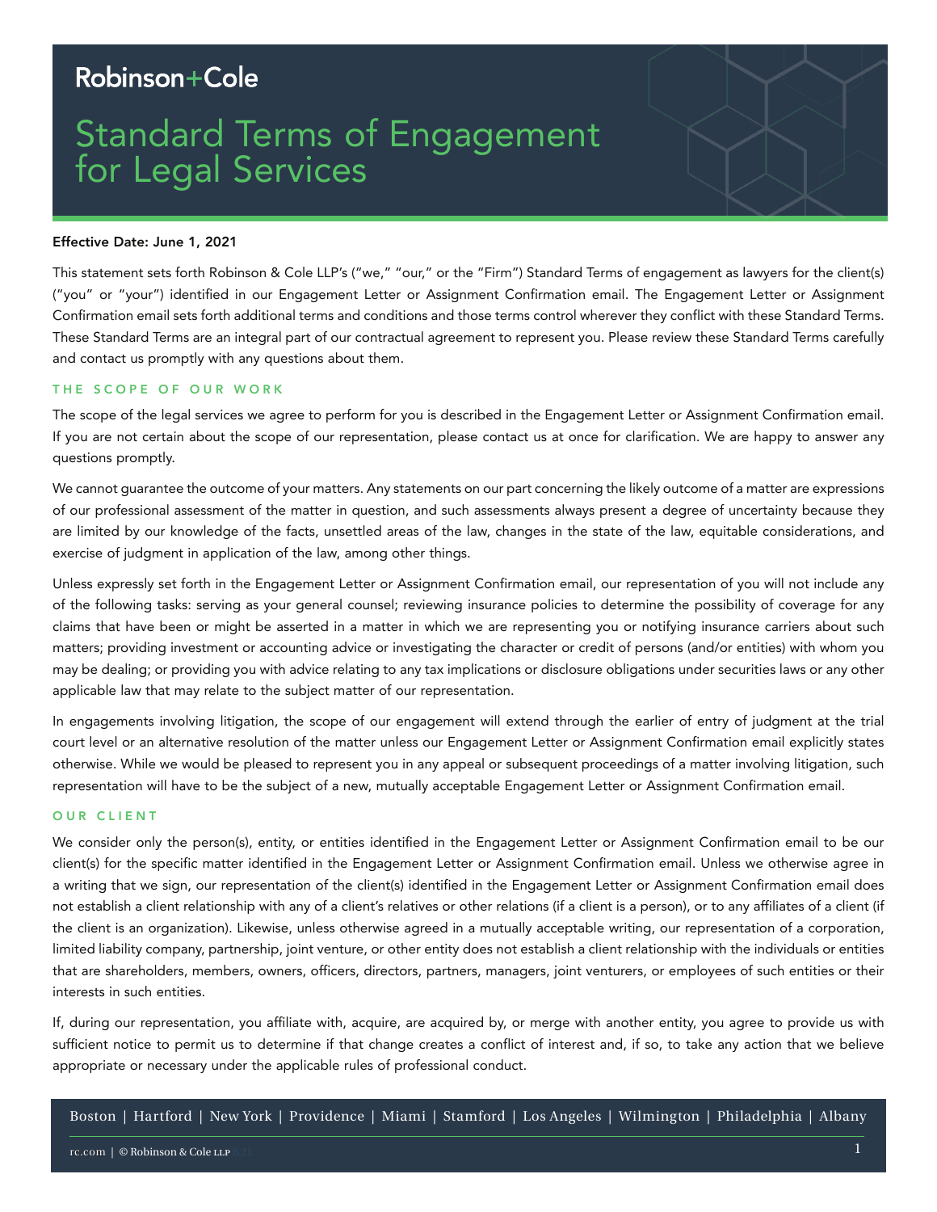Robinson+Cole

# Standard Terms of Engagement for Legal Services

**Effective Date: June 1, 2021**

This statement sets forth Robinson & Cole LLP's ("we," "our," or the "Firm") Standard Terms of engagement as lawyers for the client(s) ("you" or "your") identified in our Engagement Letter or Assignment Confirmation email. The Engagement Letter or Assignment Confirmation email sets forth additional terms and conditions and those terms control wherever they conflict with these Standard Terms. These Standard Terms are an integral part of our contractual agreement to represent you. Please review these Standard Terms carefully and contact us promptly with any questions about them.

## THE SCOPE OF OUR WORK

The scope of the legal services we agree to perform for you is described in the Engagement Letter or Assignment Confirmation email. If you are not certain about the scope of our representation, please contact us at once for clarification. We are happy to answer any questions promptly.

We cannot guarantee the outcome of your matters. Any statements on our part concerning the likely outcome of a matter are expressions of our professional assessment of the matter in question, and such assessments always present a degree of uncertainty because they are limited by our knowledge of the facts, unsettled areas of the law, changes in the state of the law, equitable considerations, and exercise of judgment in application of the law, among other things.

Unless expressly set forth in the Engagement Letter or Assignment Confirmation email, our representation of you will not include any of the following tasks: serving as your general counsel; reviewing insurance policies to determine the possibility of coverage for any claims that have been or might be asserted in a matter in which we are representing you or notifying insurance carriers about such matters; providing investment or accounting advice or investigating the character or credit of persons (and/or entities) with whom you may be dealing; or providing you with advice relating to any tax implications or disclosure obligations under securities laws or any other applicable law that may relate to the subject matter of our representation.

In engagements involving litigation, the scope of our engagement will extend through the earlier of entry of judgment at the trial court level or an alternative resolution of the matter unless our Engagement Letter or Assignment Confirmation email explicitly states otherwise. While we would be pleased to represent you in any appeal or subsequent proceedings of a matter involving litigation, such representation will have to be the subject of a new, mutually acceptable Engagement Letter or Assignment Confirmation email.

## OUR CLIENT

We consider only the person(s), entity, or entities identified in the Engagement Letter or Assignment Confirmation email to be our client(s) for the specific matter identified in the Engagement Letter or Assignment Confirmation email. Unless we otherwise agree in a writing that we sign, our representation of the client(s) identified in the Engagement Letter or Assignment Confirmation email does not establish a client relationship with any of a client's relatives or other relations (if a client is a person), or to any affiliates of a client (if the client is an organization). Likewise, unless otherwise agreed in a mutually acceptable writing, our representation of a corporation, limited liability company, partnership, joint venture, or other entity does not establish a client relationship with the individuals or entities that are shareholders, members, owners, officers, directors, partners, managers, joint venturers, or employees of such entities or their interests in such entities.

If, during our representation, you affiliate with, acquire, are acquired by, or merge with another entity, you agree to provide us with sufficient notice to permit us to determine if that change creates a conflict of interest and, if so, to take any action that we believe appropriate or necessary under the applicable rules of professional conduct.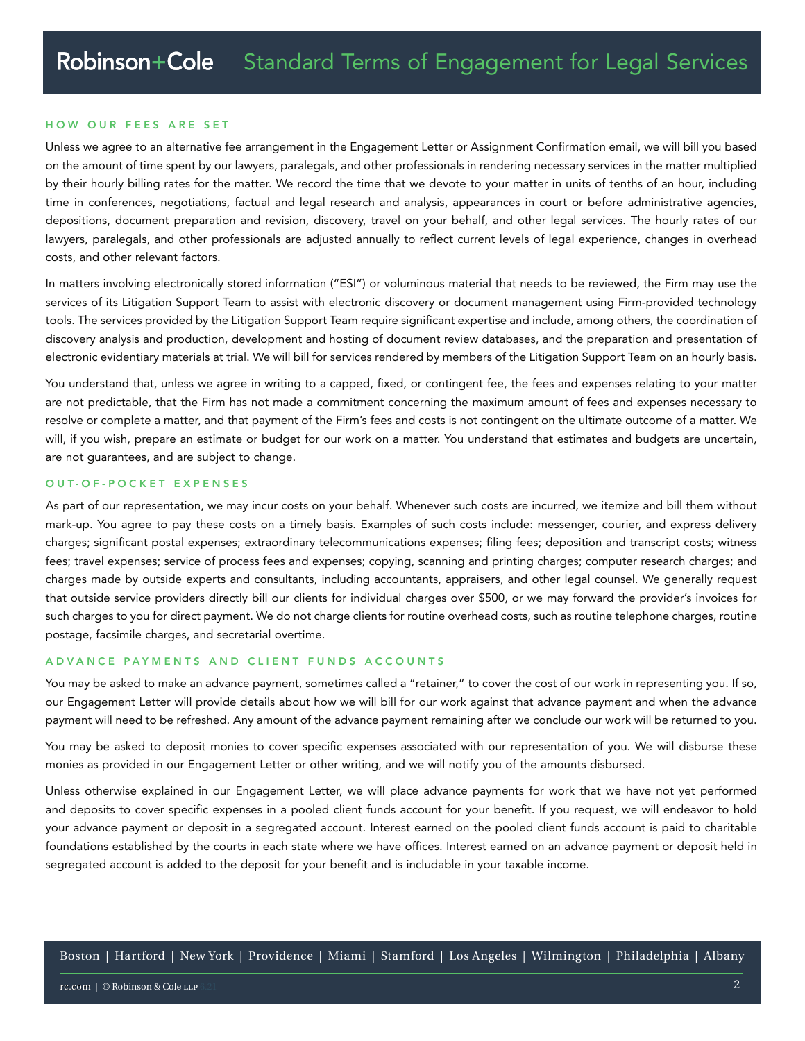## HOW OUR FEES ARE SET

Unless we agree to an alternative fee arrangement in the Engagement Letter or Assignment Confirmation email, we will bill you based on the amount of time spent by our lawyers, paralegals, and other professionals in rendering necessary services in the matter multiplied by their hourly billing rates for the matter. We record the time that we devote to your matter in units of tenths of an hour, including time in conferences, negotiations, factual and legal research and analysis, appearances in court or before administrative agencies, depositions, document preparation and revision, discovery, travel on your behalf, and other legal services. The hourly rates of our lawyers, paralegals, and other professionals are adjusted annually to reflect current levels of legal experience, changes in overhead costs, and other relevant factors.

In matters involving electronically stored information ("ESI") or voluminous material that needs to be reviewed, the Firm may use the services of its Litigation Support Team to assist with electronic discovery or document management using Firm-provided technology tools. The services provided by the Litigation Support Team require significant expertise and include, among others, the coordination of discovery analysis and production, development and hosting of document review databases, and the preparation and presentation of electronic evidentiary materials at trial. We will bill for services rendered by members of the Litigation Support Team on an hourly basis.

You understand that, unless we agree in writing to a capped, fixed, or contingent fee, the fees and expenses relating to your matter are not predictable, that the Firm has not made a commitment concerning the maximum amount of fees and expenses necessary to resolve or complete a matter, and that payment of the Firm's fees and costs is not contingent on the ultimate outcome of a matter. We will, if you wish, prepare an estimate or budget for our work on a matter. You understand that estimates and budgets are uncertain, are not guarantees, and are subject to change.

## OUT-OF-POCKET EXPENSES

As part of our representation, we may incur costs on your behalf. Whenever such costs are incurred, we itemize and bill them without mark-up. You agree to pay these costs on a timely basis. Examples of such costs include: messenger, courier, and express delivery charges; significant postal expenses; extraordinary telecommunications expenses; filing fees; deposition and transcript costs; witness fees; travel expenses; service of process fees and expenses; copying, scanning and printing charges; computer research charges; and charges made by outside experts and consultants, including accountants, appraisers, and other legal counsel. We generally request that outside service providers directly bill our clients for individual charges over $500, or we may forward the provider's invoices for such charges to you for direct payment. We do not charge clients for routine overhead costs, such as routine telephone charges, routine postage, facsimile charges, and secretarial overtime.

## ADVANCE PAYMENTS AND CLIENT FUNDS ACCOUNTS

You may be asked to make an advance payment, sometimes called a "retainer," to cover the cost of our work in representing you. If so, our Engagement Letter will provide details about how we will bill for our work against that advance payment and when the advance payment will need to be refreshed. Any amount of the advance payment remaining after we conclude our work will be returned to you.

You may be asked to deposit monies to cover specific expenses associated with our representation of you. We will disburse these monies as provided in our Engagement Letter or other writing, and we will notify you of the amounts disbursed.

Unless otherwise explained in our Engagement Letter, we will place advance payments for work that we have not yet performed and deposits to cover specific expenses in a pooled client funds account for your benefit. If you request, we will endeavor to hold your advance payment or deposit in a segregated account. Interest earned on the pooled client funds account is paid to charitable foundations established by the courts in each state where we have offices. Interest earned on an advance payment or deposit held in segregated account is added to the deposit for your benefit and is includable in your taxable income.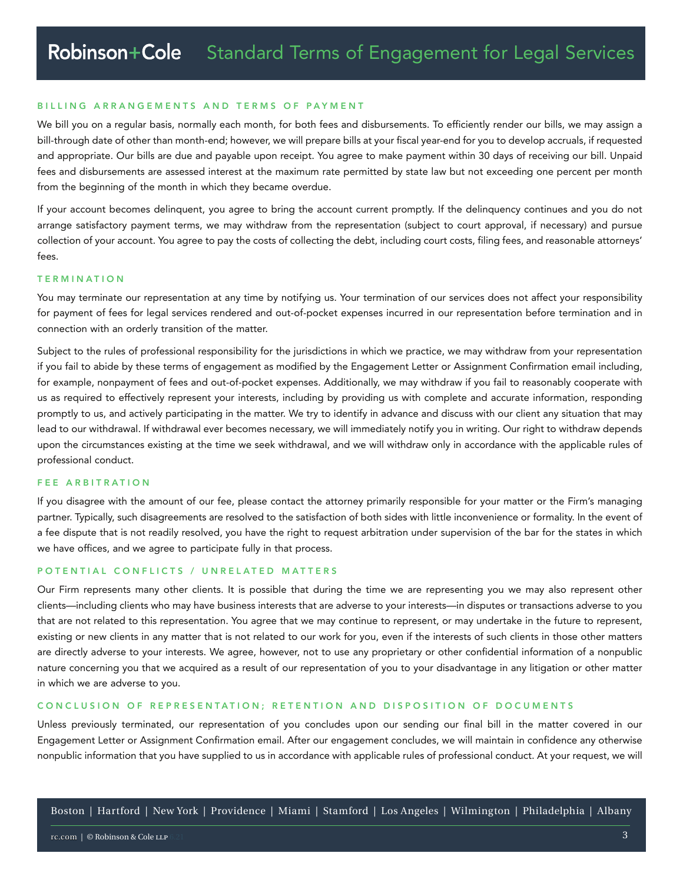## BILLING ARRANGEMENTS AND TERMS OF PAYMENT

We bill you on a regular basis, normally each month, for both fees and disbursements. To efficiently render our bills, we may assign a bill-through date of other than month-end; however, we will prepare bills at your fiscal year-end for you to develop accruals, if requested and appropriate. Our bills are due and payable upon receipt. You agree to make payment within 30 days of receiving our bill. Unpaid fees and disbursements are assessed interest at the maximum rate permitted by state law but not exceeding one percent per month from the beginning of the month in which they became overdue.

If your account becomes delinquent, you agree to bring the account current promptly. If the delinquency continues and you do not arrange satisfactory payment terms, we may withdraw from the representation (subject to court approval, if necessary) and pursue collection of your account. You agree to pay the costs of collecting the debt, including court costs, filing fees, and reasonable attorneys' fees.

## TERMINATION

You may terminate our representation at any time by notifying us. Your termination of our services does not affect your responsibility for payment of fees for legal services rendered and out-of-pocket expenses incurred in our representation before termination and in connection with an orderly transition of the matter.

Subject to the rules of professional responsibility for the jurisdictions in which we practice, we may withdraw from your representation if you fail to abide by these terms of engagement as modified by the Engagement Letter or Assignment Confirmation email including, for example, nonpayment of fees and out-of-pocket expenses. Additionally, we may withdraw if you fail to reasonably cooperate with us as required to effectively represent your interests, including by providing us with complete and accurate information, responding promptly to us, and actively participating in the matter. We try to identify in advance and discuss with our client any situation that may lead to our withdrawal. If withdrawal ever becomes necessary, we will immediately notify you in writing. Our right to withdraw depends upon the circumstances existing at the time we seek withdrawal, and we will withdraw only in accordance with the applicable rules of professional conduct.

## FEE ARBITRATION

If you disagree with the amount of our fee, please contact the attorney primarily responsible for your matter or the Firm's managing partner. Typically, such disagreements are resolved to the satisfaction of both sides with little inconvenience or formality. In the event of a fee dispute that is not readily resolved, you have the right to request arbitration under supervision of the bar for the states in which we have offices, and we agree to participate fully in that process.

## POTENTIAL CONFLICTS / UNRELATED MATTERS

Our Firm represents many other clients. It is possible that during the time we are representing you we may also represent other clients—including clients who may have business interests that are adverse to your interests—in disputes or transactions adverse to you that are not related to this representation. You agree that we may continue to represent, or may undertake in the future to represent, existing or new clients in any matter that is not related to our work for you, even if the interests of such clients in those other matters are directly adverse to your interests. We agree, however, not to use any proprietary or other confidential information of a nonpublic nature concerning you that we acquired as a result of our representation of you to your disadvantage in any litigation or other matter in which we are adverse to you.

## CONCLUSION OF REPRESENTATION; RETENTION AND DISPOSITION OF DOCUMENTS

Unless previously terminated, our representation of you concludes upon our sending our final bill in the matter covered in our Engagement Letter or Assignment Confirmation email. After our engagement concludes, we will maintain in confidence any otherwise nonpublic information that you have supplied to us in accordance with applicable rules of professional conduct. At your request, we will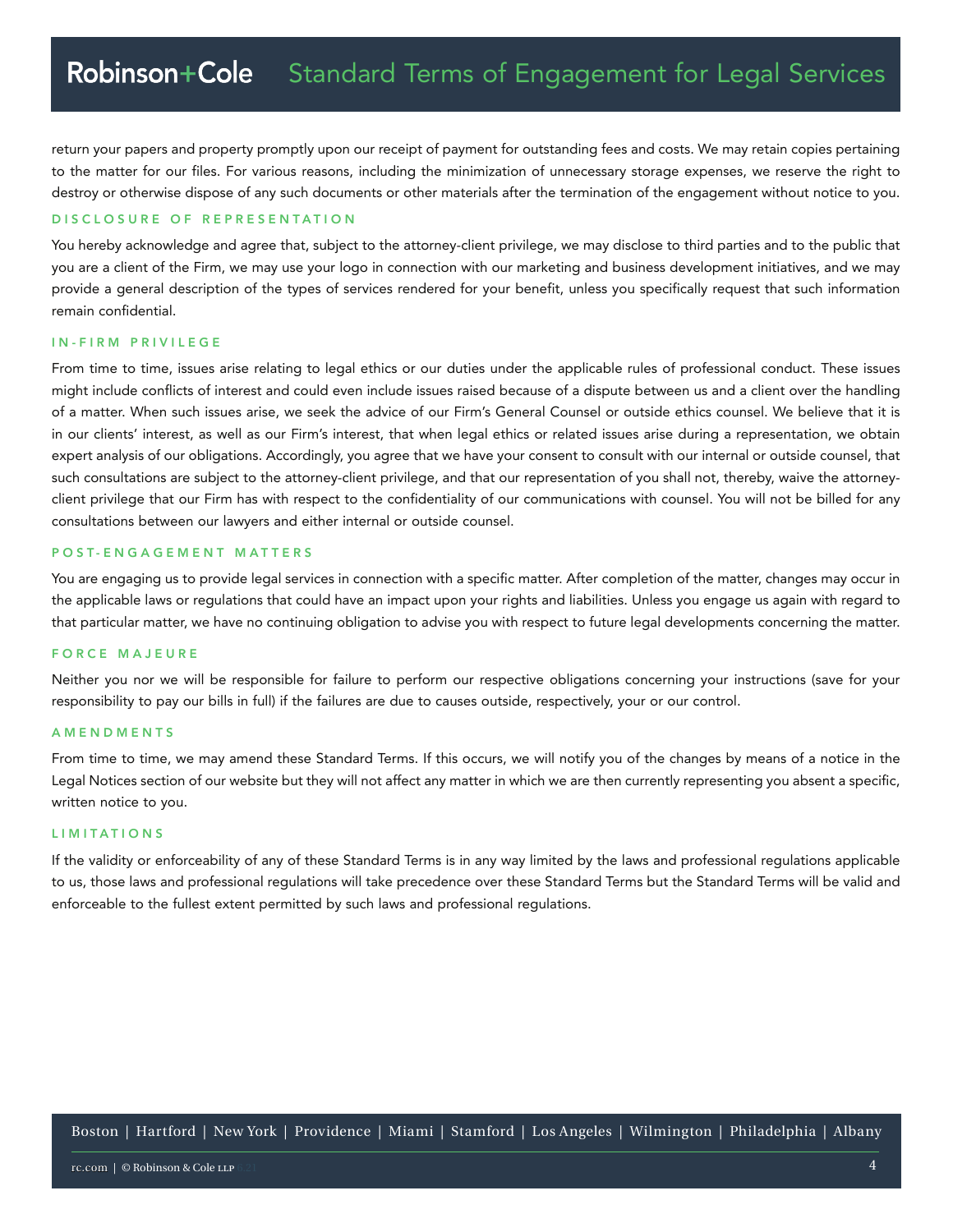return your papers and property promptly upon our receipt of payment for outstanding fees and costs. We may retain copies pertaining to the matter for our files. For various reasons, including the minimization of unnecessary storage expenses, we reserve the right to destroy or otherwise dispose of any such documents or other materials after the termination of the engagement without notice to you.

## DISCLOSURE OF REPRESENTATION

You hereby acknowledge and agree that, subject to the attorney-client privilege, we may disclose to third parties and to the public that you are a client of the Firm, we may use your logo in connection with our marketing and business development initiatives, and we may provide a general description of the types of services rendered for your benefit, unless you specifically request that such information remain confidential.

## IN-FIRM PRIVILEGE

From time to time, issues arise relating to legal ethics or our duties under the applicable rules of professional conduct. These issues might include conflicts of interest and could even include issues raised because of a dispute between us and a client over the handling of a matter. When such issues arise, we seek the advice of our Firm's General Counsel or outside ethics counsel. We believe that it is in our clients' interest, as well as our Firm's interest, that when legal ethics or related issues arise during a representation, we obtain expert analysis of our obligations. Accordingly, you agree that we have your consent to consult with our internal or outside counsel, that such consultations are subject to the attorney-client privilege, and that our representation of you shall not, thereby, waive the attorney-client privilege that our Firm has with respect to the confidentiality of our communications with counsel. You will not be billed for any consultations between our lawyers and either internal or outside counsel.

## POST-ENGAGEMENT MATTERS

You are engaging us to provide legal services in connection with a specific matter. After completion of the matter, changes may occur in the applicable laws or regulations that could have an impact upon your rights and liabilities. Unless you engage us again with regard to that particular matter, we have no continuing obligation to advise you with respect to future legal developments concerning the matter.

## FORCE MAJEURE

Neither you nor we will be responsible for failure to perform our respective obligations concerning your instructions (save for your responsibility to pay our bills in full) if the failures are due to causes outside, respectively, your or our control.

## AMENDMENTS

From time to time, we may amend these Standard Terms. If this occurs, we will notify you of the changes by means of a notice in the Legal Notices section of our website but they will not affect any matter in which we are then currently representing you absent a specific, written notice to you.

## LIMITATIONS

If the validity or enforceability of any of these Standard Terms is in any way limited by the laws and professional regulations applicable to us, those laws and professional regulations will take precedence over these Standard Terms but the Standard Terms will be valid and enforceable to the fullest extent permitted by such laws and professional regulations.